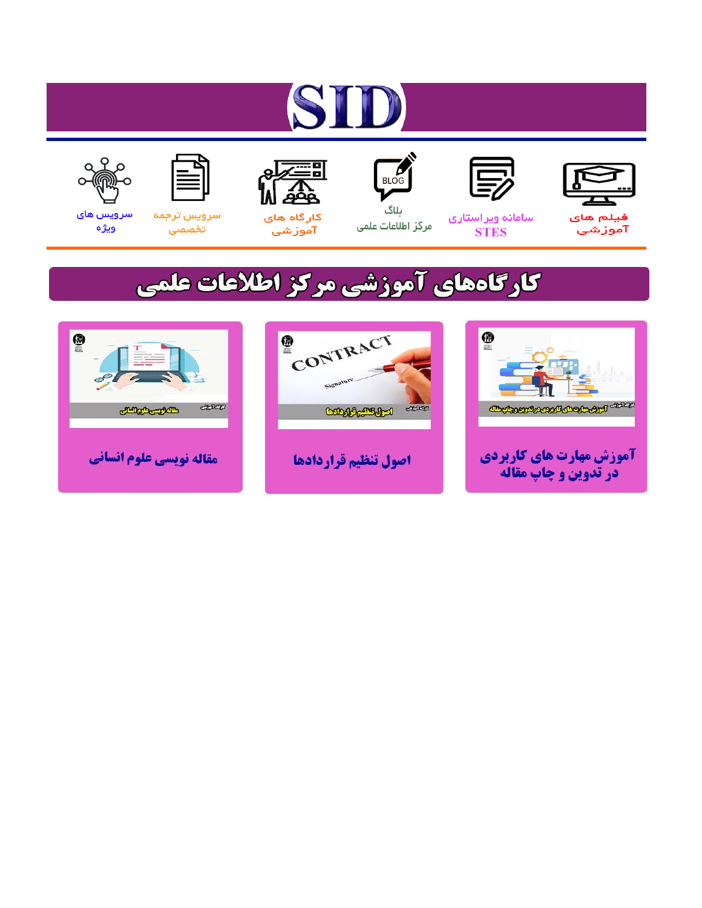# SID

فیلم های آموزشی | سامانه ویراستاری STES | بلاگ مرکز اطلاعات علمی | کارگاه های آموزشی | سرویس ترجمه تخصصی | سرویس های ویژه

## کارگاه‌های آموزشی مرکز اطلاعات علمی

آموزش مهارت های کاربردی در تدوین و چاپ مقاله

اصول تنظیم قراردادها

مقاله نویسی علوم انسانی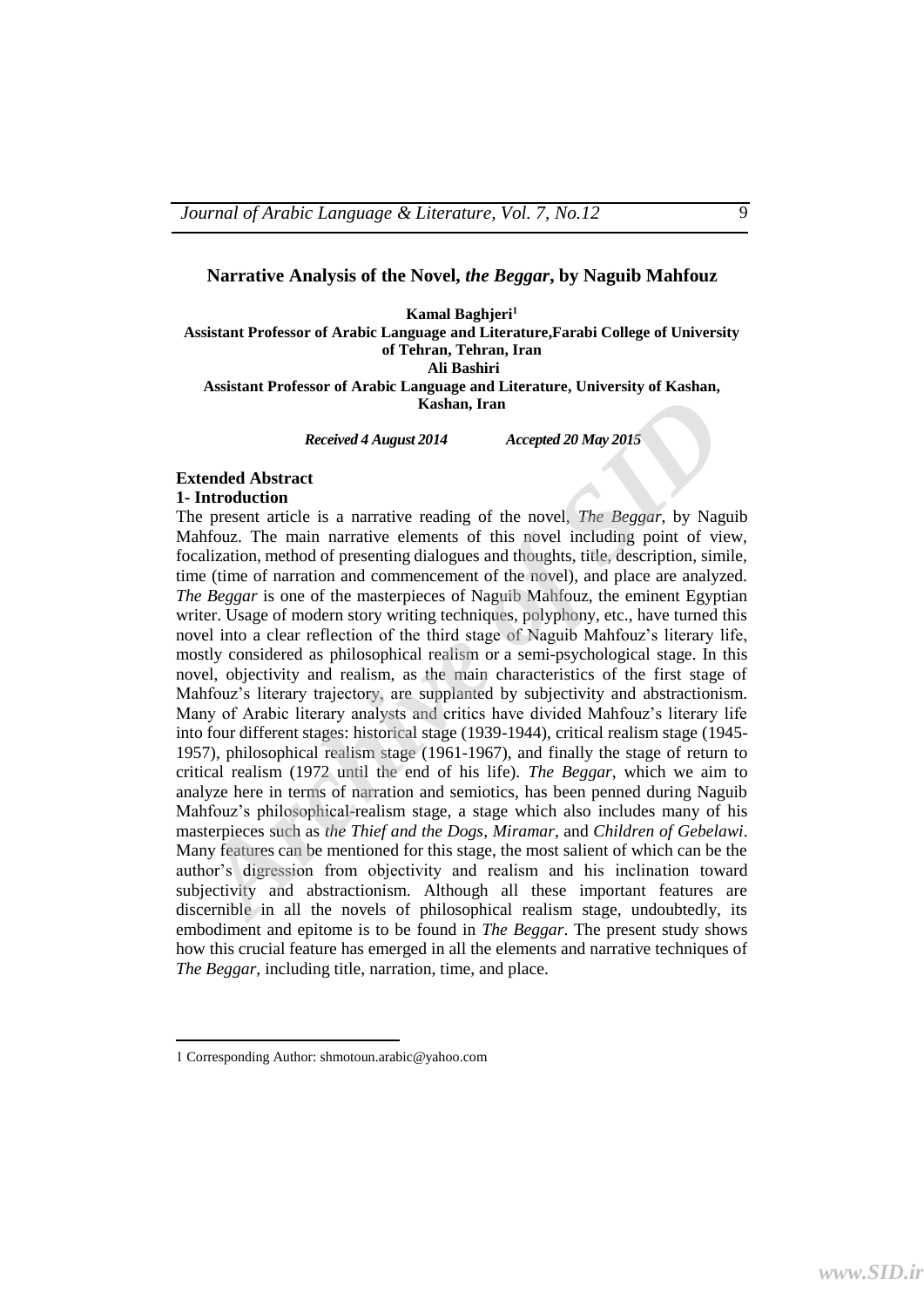## Narrative Analysis of the Novel, *the Beggar*, by Naguib Mahfouz

**Kamal Baghjeri[1]**
**Assistant Professor of Arabic Language and Literature,Farabi College of University of Tehran, Tehran, Iran**
**Ali Bashiri**
**Assistant Professor of Arabic Language and Literature, University of Kashan, Kashan, Iran**

***Received 4 August 2014*** ***Accepted 20 May 2015***

### Extended Abstract

### 1- Introduction

The present article is a narrative reading of the novel, *The Beggar*, by Naguib Mahfouz. The main narrative elements of this novel including point of view, focalization, method of presenting dialogues and thoughts, title, description, simile, time (time of narration and commencement of the novel), and place are analyzed. *The Beggar* is one of the masterpieces of Naguib Mahfouz, the eminent Egyptian writer. Usage of modern story writing techniques, polyphony, etc., have turned this novel into a clear reflection of the third stage of Naguib Mahfouz's literary life, mostly considered as philosophical realism or a semi-psychological stage. In this novel, objectivity and realism, as the main characteristics of the first stage of Mahfouz's literary trajectory, are supplanted by subjectivity and abstractionism. Many of Arabic literary analysts and critics have divided Mahfouz's literary life into four different stages: historical stage (1939-1944), critical realism stage (1945-1957), philosophical realism stage (1961-1967), and finally the stage of return to critical realism (1972 until the end of his life). *The Beggar*, which we aim to analyze here in terms of narration and semiotics, has been penned during Naguib Mahfouz's philosophical-realism stage, a stage which also includes many of his masterpieces such as *the Thief and the Dogs*, *Miramar*, and *Children of Gebelawi*. Many features can be mentioned for this stage, the most salient of which can be the author's digression from objectivity and realism and his inclination toward subjectivity and abstractionism. Although all these important features are discernible in all the novels of philosophical realism stage, undoubtedly, its embodiment and epitome is to be found in *The Beggar*. The present study shows how this crucial feature has emerged in all the elements and narrative techniques of *The Beggar*, including title, narration, time, and place.

---

1 Corresponding Author: shmotoun.arabic@yahoo.com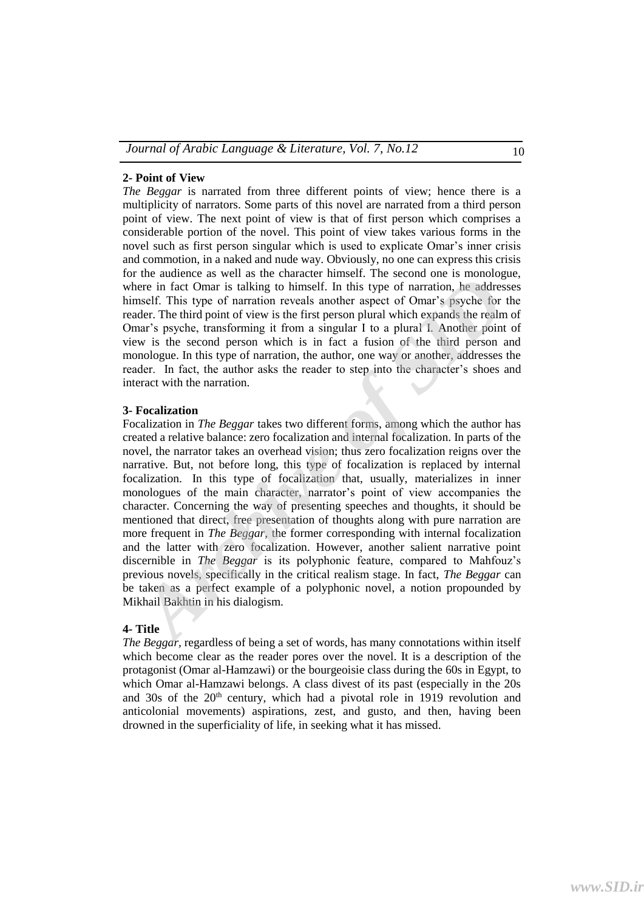**2- Point of View**

*The Beggar* is narrated from three different points of view; hence there is a multiplicity of narrators. Some parts of this novel are narrated from a third person point of view. The next point of view is that of first person which comprises a considerable portion of the novel. This point of view takes various forms in the novel such as first person singular which is used to explicate Omar's inner crisis and commotion, in a naked and nude way. Obviously, no one can express this crisis for the audience as well as the character himself. The second one is monologue, where in fact Omar is talking to himself. In this type of narration, he addresses himself. This type of narration reveals another aspect of Omar's psyche for the reader. The third point of view is the first person plural which expands the realm of Omar's psyche, transforming it from a singular I to a plural I. Another point of view is the second person which is in fact a fusion of the third person and monologue. In this type of narration, the author, one way or another, addresses the reader. In fact, the author asks the reader to step into the character's shoes and interact with the narration.

**3- Focalization**

Focalization in *The Beggar* takes two different forms, among which the author has created a relative balance: zero focalization and internal focalization. In parts of the novel, the narrator takes an overhead vision; thus zero focalization reigns over the narrative. But, not before long, this type of focalization is replaced by internal focalization. In this type of focalization that, usually, materializes in inner monologues of the main character, narrator's point of view accompanies the character. Concerning the way of presenting speeches and thoughts, it should be mentioned that direct, free presentation of thoughts along with pure narration are more frequent in *The Beggar*, the former corresponding with internal focalization and the latter with zero focalization. However, another salient narrative point discernible in *The Beggar* is its polyphonic feature, compared to Mahfouz's previous novels, specifically in the critical realism stage. In fact, *The Beggar* can be taken as a perfect example of a polyphonic novel, a notion propounded by Mikhail Bakhtin in his dialogism.

**4- Title**

*The Beggar*, regardless of being a set of words, has many connotations within itself which become clear as the reader pores over the novel. It is a description of the protagonist (Omar al-Hamzawi) or the bourgeoisie class during the 60s in Egypt, to which Omar al-Hamzawi belongs. A class divest of its past (especially in the 20s and 30s of the 20th century, which had a pivotal role in 1919 revolution and anticolonial movements) aspirations, zest, and gusto, and then, having been drowned in the superficiality of life, in seeking what it has missed.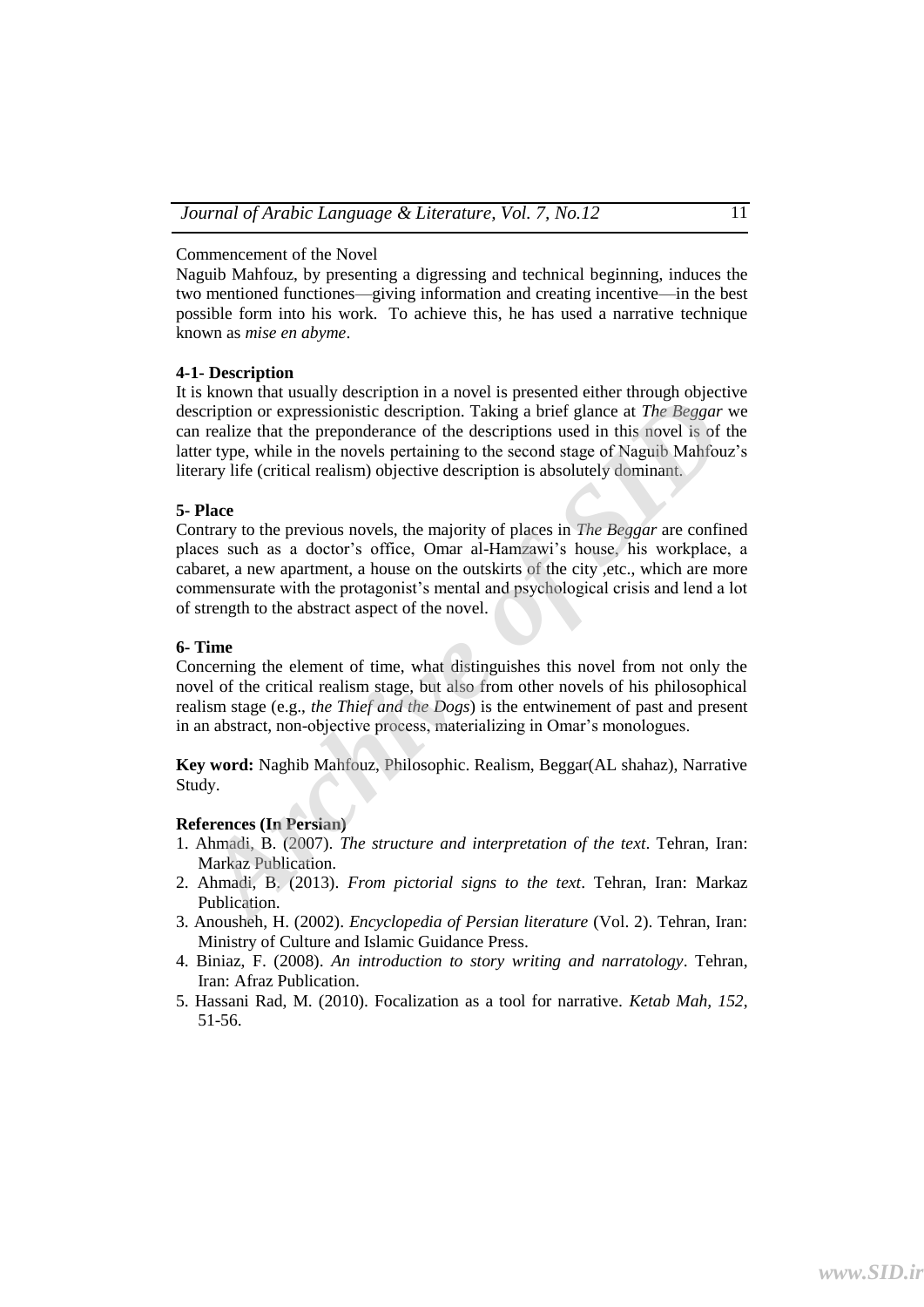Commencement of the Novel

Naguib Mahfouz, by presenting a digressing and technical beginning, induces the two mentioned functiones—giving information and creating incentive—in the best possible form into his work. To achieve this, he has used a narrative technique known as *mise en abyme*.

**4-1- Description**

It is known that usually description in a novel is presented either through objective description or expressionistic description. Taking a brief glance at *The Beggar* we can realize that the preponderance of the descriptions used in this novel is of the latter type, while in the novels pertaining to the second stage of Naguib Mahfouz's literary life (critical realism) objective description is absolutely dominant.

**5- Place**

Contrary to the previous novels, the majority of places in *The Beggar* are confined places such as a doctor's office, Omar al-Hamzawi's house, his workplace, a cabaret, a new apartment, a house on the outskirts of the city ,etc., which are more commensurate with the protagonist's mental and psychological crisis and lend a lot of strength to the abstract aspect of the novel.

**6- Time**

Concerning the element of time, what distinguishes this novel from not only the novel of the critical realism stage, but also from other novels of his philosophical realism stage (e.g., *the Thief and the Dogs*) is the entwinement of past and present in an abstract, non-objective process, materializing in Omar's monologues.

**Key word:** Naghib Mahfouz, Philosophic. Realism, Beggar(AL shahaz), Narrative Study.

**References (In Persian)**

1. Ahmadi, B. (2007). *The structure and interpretation of the text*. Tehran, Iran: Markaz Publication.
2. Ahmadi, B. (2013). *From pictorial signs to the text*. Tehran, Iran: Markaz Publication.
3. Anousheh, H. (2002). *Encyclopedia of Persian literature* (Vol. 2). Tehran, Iran: Ministry of Culture and Islamic Guidance Press.
4. Biniaz, F. (2008). *An introduction to story writing and narratology*. Tehran, Iran: Afraz Publication.
5. Hassani Rad, M. (2010). Focalization as a tool for narrative. *Ketab Mah, 152*, 51-56.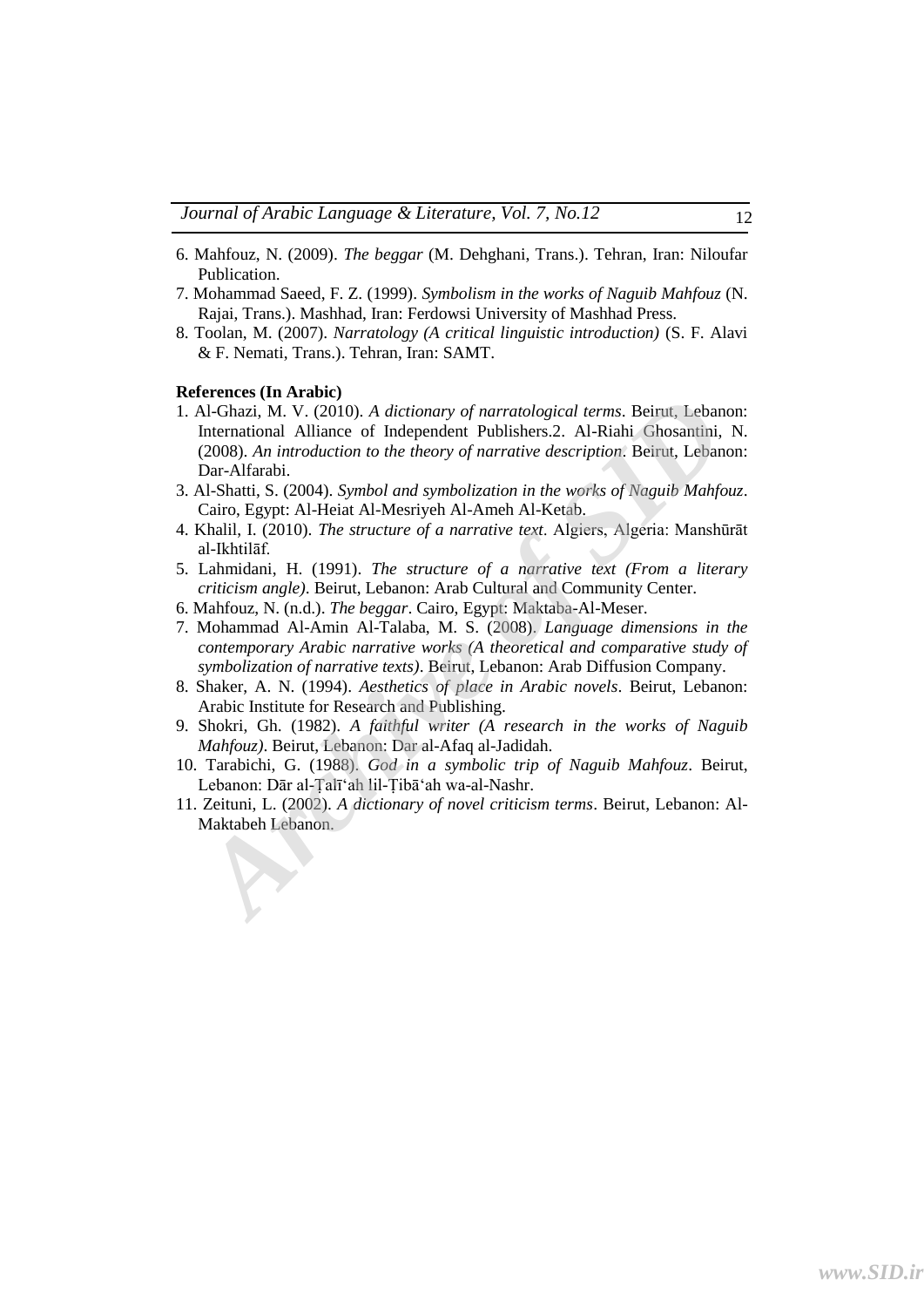6. Mahfouz, N. (2009). *The beggar* (M. Dehghani, Trans.). Tehran, Iran: Niloufar Publication.
7. Mohammad Saeed, F. Z. (1999). *Symbolism in the works of Naguib Mahfouz* (N. Rajai, Trans.). Mashhad, Iran: Ferdowsi University of Mashhad Press.
8. Toolan, M. (2007). *Narratology (A critical linguistic introduction)* (S. F. Alavi & F. Nemati, Trans.). Tehran, Iran: SAMT.

**References (In Arabic)**

1. Al-Ghazi, M. V. (2010). *A dictionary of narratological terms*. Beirut, Lebanon: International Alliance of Independent Publishers.2. Al-Riahi Ghosantini, N. (2008). *An introduction to the theory of narrative description*. Beirut, Lebanon: Dar-Alfarabi.
3. Al-Shatti, S. (2004). *Symbol and symbolization in the works of Naguib Mahfouz*. Cairo, Egypt: Al-Heiat Al-Mesriyeh Al-Ameh Al-Ketab.
4. Khalil, I. (2010). *The structure of a narrative text*. Algiers, Algeria: Manshūrāt al-Ikhtilāf.
5. Lahmidani, H. (1991). *The structure of a narrative text (From a literary criticism angle)*. Beirut, Lebanon: Arab Cultural and Community Center.
6. Mahfouz, N. (n.d.). *The beggar*. Cairo, Egypt: Maktaba-Al-Meser.
7. Mohammad Al-Amin Al-Talaba, M. S. (2008). *Language dimensions in the contemporary Arabic narrative works (A theoretical and comparative study of symbolization of narrative texts)*. Beirut, Lebanon: Arab Diffusion Company.
8. Shaker, A. N. (1994). *Aesthetics of place in Arabic novels*. Beirut, Lebanon: Arabic Institute for Research and Publishing.
9. Shokri, Gh. (1982). *A faithful writer (A research in the works of Naguib Mahfouz)*. Beirut, Lebanon: Dar al-Afaq al-Jadidah.
10. Tarabichi, G. (1988). *God in a symbolic trip of Naguib Mahfouz*. Beirut, Lebanon: Dār al-Ṭalī'ah lil-Ṭibā'ah wa-al-Nashr.
11. Zeituni, L. (2002). *A dictionary of novel criticism terms*. Beirut, Lebanon: Al-Maktabeh Lebanon.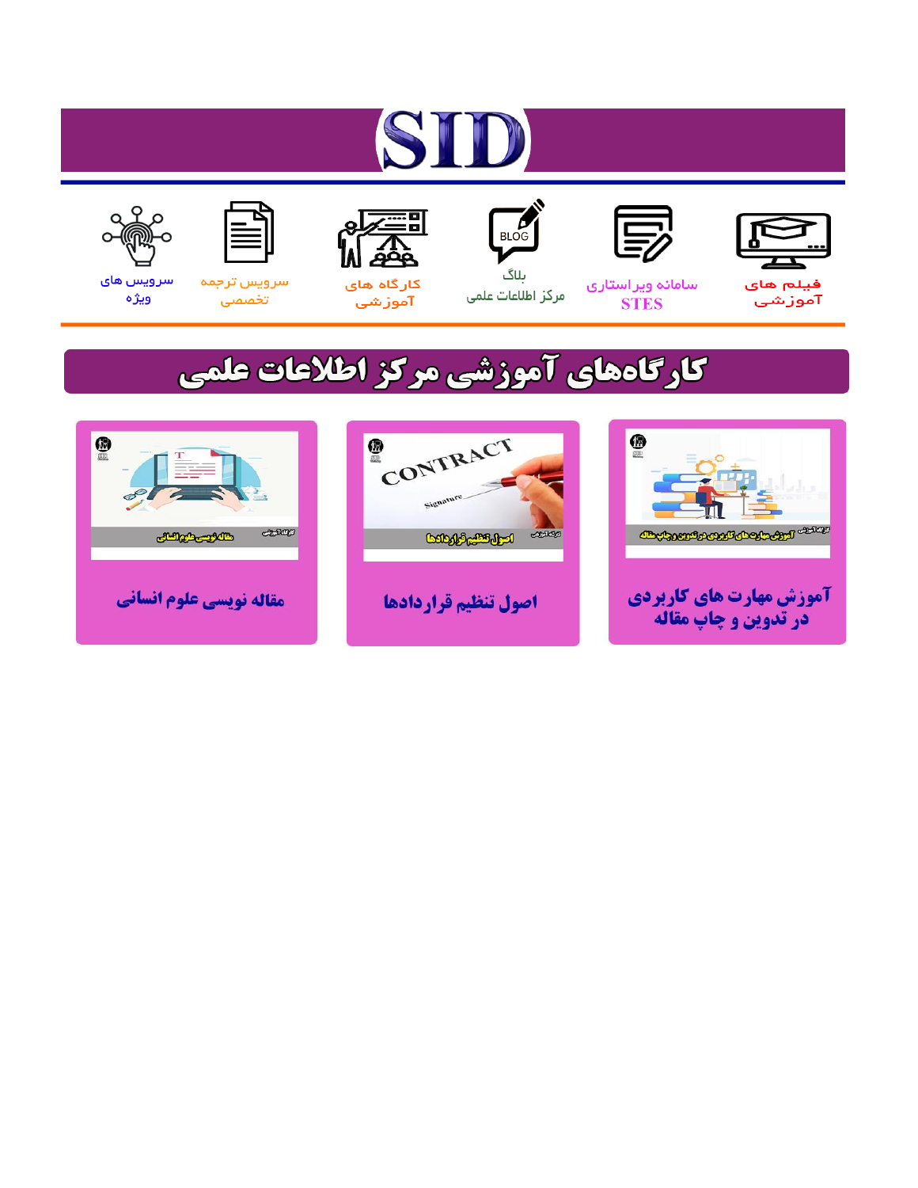# SID

فیلم های آموزشی

سامانه ویراستاری STES

بلاگ مرکز اطلاعات علمی

کارگاه های آموزشی

سرویس ترجمه تخصصی

سرویس های ویژه

## کارگاه‌های آموزشی مرکز اطلاعات علمی

آموزش مهارت های کاربردی در تدوین و چاپ مقاله

اصول تنظیم قراردادها

مقاله نویسی علوم انسانی